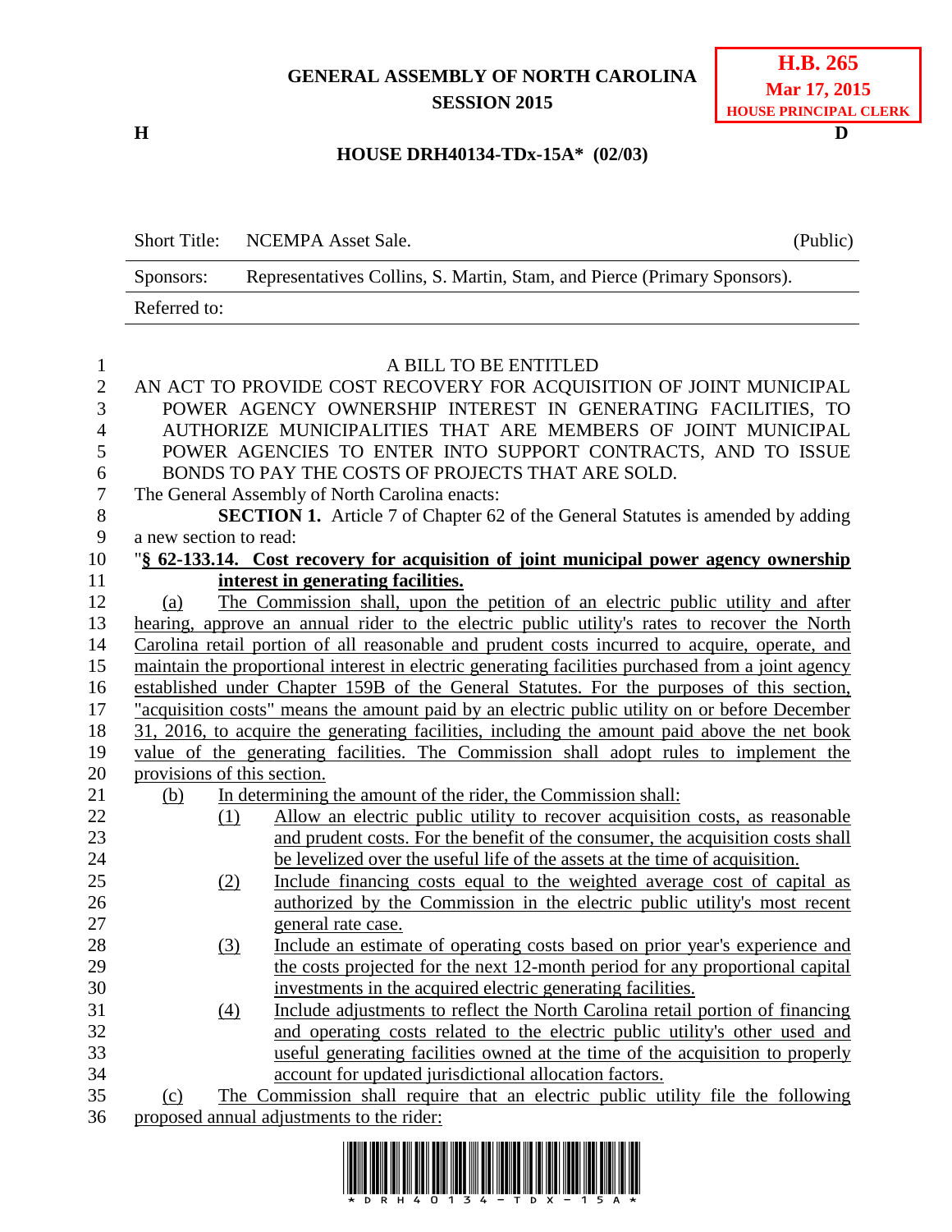**GENERAL ASSEMBLY OF NORTH CAROLINA**
**SESSION 2015**

**H.B. 265**
**Mar 17, 2015**
**HOUSE PRINCIPAL CLERK**

**H** **D**

**HOUSE DRH40134-TDx-15A\* (02/03)**

| Short Title: | NCEMPA Asset Sale. | (Public) |
|---|---|---|
| Sponsors: | Representatives Collins, S. Martin, Stam, and Pierce (Primary Sponsors). | |
| Referred to: | | |

A BILL TO BE ENTITLED

AN ACT TO PROVIDE COST RECOVERY FOR ACQUISITION OF JOINT MUNICIPAL POWER AGENCY OWNERSHIP INTEREST IN GENERATING FACILITIES, TO AUTHORIZE MUNICIPALITIES THAT ARE MEMBERS OF JOINT MUNICIPAL POWER AGENCIES TO ENTER INTO SUPPORT CONTRACTS, AND TO ISSUE BONDS TO PAY THE COSTS OF PROJECTS THAT ARE SOLD.

The General Assembly of North Carolina enacts:

**SECTION 1.** Article 7 of Chapter 62 of the General Statutes is amended by adding a new section to read:

"**§ 62-133.14. Cost recovery for acquisition of joint municipal power agency ownership interest in generating facilities.**

(a) The Commission shall, upon the petition of an electric public utility and after hearing, approve an annual rider to the electric public utility's rates to recover the North Carolina retail portion of all reasonable and prudent costs incurred to acquire, operate, and maintain the proportional interest in electric generating facilities purchased from a joint agency established under Chapter 159B of the General Statutes. For the purposes of this section, "acquisition costs" means the amount paid by an electric public utility on or before December 31, 2016, to acquire the generating facilities, including the amount paid above the net book value of the generating facilities. The Commission shall adopt rules to implement the provisions of this section.

(b) In determining the amount of the rider, the Commission shall:

(1) Allow an electric public utility to recover acquisition costs, as reasonable and prudent costs. For the benefit of the consumer, the acquisition costs shall be levelized over the useful life of the assets at the time of acquisition.

(2) Include financing costs equal to the weighted average cost of capital as authorized by the Commission in the electric public utility's most recent general rate case.

(3) Include an estimate of operating costs based on prior year's experience and the costs projected for the next 12-month period for any proportional capital investments in the acquired electric generating facilities.

(4) Include adjustments to reflect the North Carolina retail portion of financing and operating costs related to the electric public utility's other used and useful generating facilities owned at the time of the acquisition to properly account for updated jurisdictional allocation factors.

(c) The Commission shall require that an electric public utility file the following proposed annual adjustments to the rider: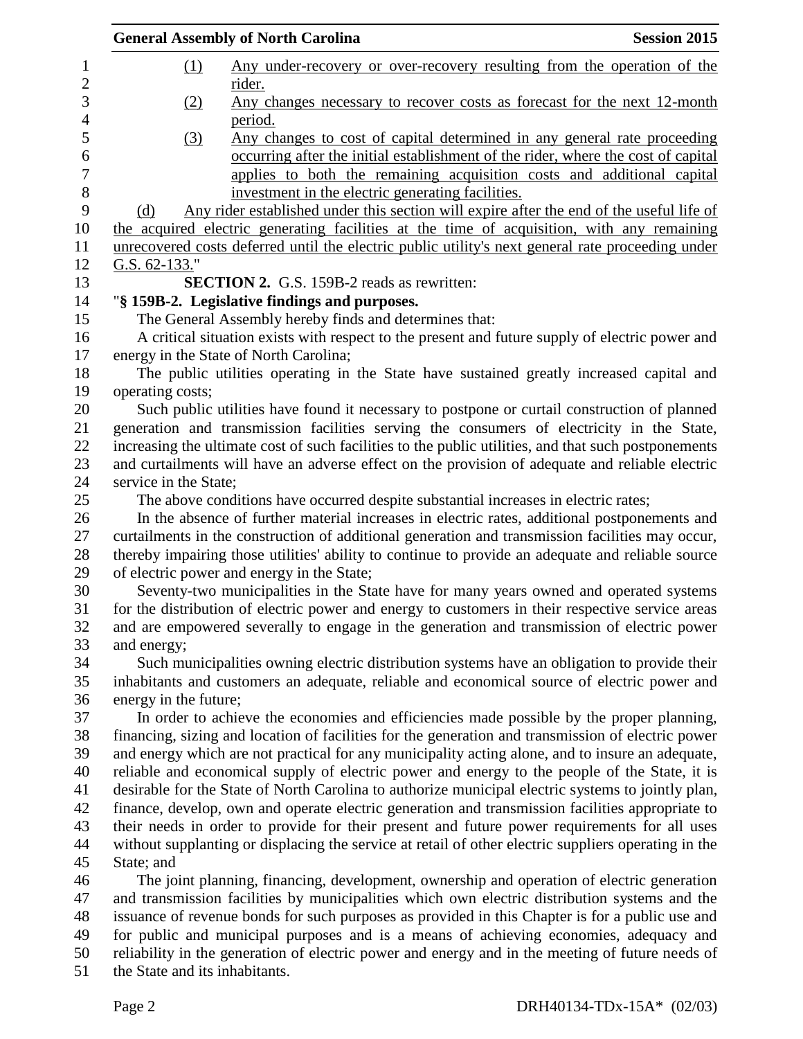(1) Any under-recovery or over-recovery resulting from the operation of the rider.

(2) Any changes necessary to recover costs as forecast for the next 12-month period.

(3) Any changes to cost of capital determined in any general rate proceeding occurring after the initial establishment of the rider, where the cost of capital applies to both the remaining acquisition costs and additional capital investment in the electric generating facilities.

(d) Any rider established under this section will expire after the end of the useful life of the acquired electric generating facilities at the time of acquisition, with any remaining unrecovered costs deferred until the electric public utility's next general rate proceeding under G.S. 62-133."

**SECTION 2.** G.S. 159B-2 reads as rewritten:

"**§ 159B-2. Legislative findings and purposes.**

The General Assembly hereby finds and determines that:

A critical situation exists with respect to the present and future supply of electric power and energy in the State of North Carolina;

The public utilities operating in the State have sustained greatly increased capital and operating costs;

Such public utilities have found it necessary to postpone or curtail construction of planned generation and transmission facilities serving the consumers of electricity in the State, increasing the ultimate cost of such facilities to the public utilities, and that such postponements and curtailments will have an adverse effect on the provision of adequate and reliable electric service in the State;

The above conditions have occurred despite substantial increases in electric rates;

In the absence of further material increases in electric rates, additional postponements and curtailments in the construction of additional generation and transmission facilities may occur, thereby impairing those utilities' ability to continue to provide an adequate and reliable source of electric power and energy in the State;

Seventy-two municipalities in the State have for many years owned and operated systems for the distribution of electric power and energy to customers in their respective service areas and are empowered severally to engage in the generation and transmission of electric power and energy;

Such municipalities owning electric distribution systems have an obligation to provide their inhabitants and customers an adequate, reliable and economical source of electric power and energy in the future;

In order to achieve the economies and efficiencies made possible by the proper planning, financing, sizing and location of facilities for the generation and transmission of electric power and energy which are not practical for any municipality acting alone, and to insure an adequate, reliable and economical supply of electric power and energy to the people of the State, it is desirable for the State of North Carolina to authorize municipal electric systems to jointly plan, finance, develop, own and operate electric generation and transmission facilities appropriate to their needs in order to provide for their present and future power requirements for all uses without supplanting or displacing the service at retail of other electric suppliers operating in the State; and

The joint planning, financing, development, ownership and operation of electric generation and transmission facilities by municipalities which own electric distribution systems and the issuance of revenue bonds for such purposes as provided in this Chapter is for a public use and for public and municipal purposes and is a means of achieving economies, adequacy and reliability in the generation of electric power and energy and in the meeting of future needs of the State and its inhabitants.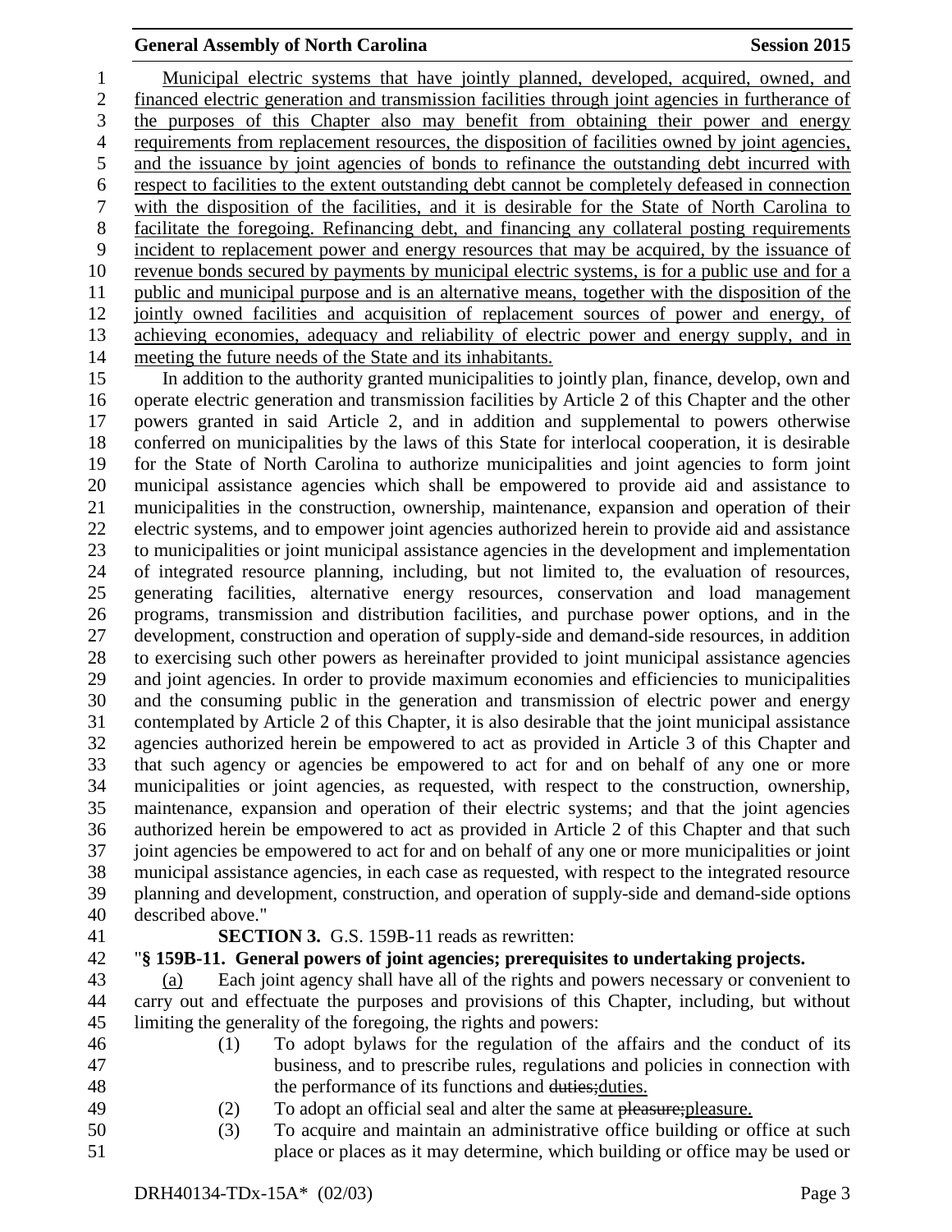Municipal electric systems that have jointly planned, developed, acquired, owned, and financed electric generation and transmission facilities through joint agencies in furtherance of the purposes of this Chapter also may benefit from obtaining their power and energy requirements from replacement resources, the disposition of facilities owned by joint agencies, and the issuance by joint agencies of bonds to refinance the outstanding debt incurred with respect to facilities to the extent outstanding debt cannot be completely defeased in connection with the disposition of the facilities, and it is desirable for the State of North Carolina to facilitate the foregoing. Refinancing debt, and financing any collateral posting requirements incident to replacement power and energy resources that may be acquired, by the issuance of revenue bonds secured by payments by municipal electric systems, is for a public use and for a public and municipal purpose and is an alternative means, together with the disposition of the jointly owned facilities and acquisition of replacement sources of power and energy, of achieving economies, adequacy and reliability of electric power and energy supply, and in meeting the future needs of the State and its inhabitants.

In addition to the authority granted municipalities to jointly plan, finance, develop, own and operate electric generation and transmission facilities by Article 2 of this Chapter and the other powers granted in said Article 2, and in addition and supplemental to powers otherwise conferred on municipalities by the laws of this State for interlocal cooperation, it is desirable for the State of North Carolina to authorize municipalities and joint agencies to form joint municipal assistance agencies which shall be empowered to provide aid and assistance to municipalities in the construction, ownership, maintenance, expansion and operation of their electric systems, and to empower joint agencies authorized herein to provide aid and assistance to municipalities or joint municipal assistance agencies in the development and implementation of integrated resource planning, including, but not limited to, the evaluation of resources, generating facilities, alternative energy resources, conservation and load management programs, transmission and distribution facilities, and purchase power options, and in the development, construction and operation of supply-side and demand-side resources, in addition to exercising such other powers as hereinafter provided to joint municipal assistance agencies and joint agencies. In order to provide maximum economies and efficiencies to municipalities and the consuming public in the generation and transmission of electric power and energy contemplated by Article 2 of this Chapter, it is also desirable that the joint municipal assistance agencies authorized herein be empowered to act as provided in Article 3 of this Chapter and that such agency or agencies be empowered to act for and on behalf of any one or more municipalities or joint agencies, as requested, with respect to the construction, ownership, maintenance, expansion and operation of their electric systems; and that the joint agencies authorized herein be empowered to act as provided in Article 2 of this Chapter and that such joint agencies be empowered to act for and on behalf of any one or more municipalities or joint municipal assistance agencies, in each case as requested, with respect to the integrated resource planning and development, construction, and operation of supply-side and demand-side options described above."

**SECTION 3.** G.S. 159B-11 reads as rewritten:

"**§ 159B-11. General powers of joint agencies; prerequisites to undertaking projects.**

(a) Each joint agency shall have all of the rights and powers necessary or convenient to carry out and effectuate the purposes and provisions of this Chapter, including, but without limiting the generality of the foregoing, the rights and powers:

(1) To adopt bylaws for the regulation of the affairs and the conduct of its business, and to prescribe rules, regulations and policies in connection with the performance of its functions and ~~duties;~~duties.

(2) To adopt an official seal and alter the same at ~~pleasure;~~pleasure.

(3) To acquire and maintain an administrative office building or office at such place or places as it may determine, which building or office may be used or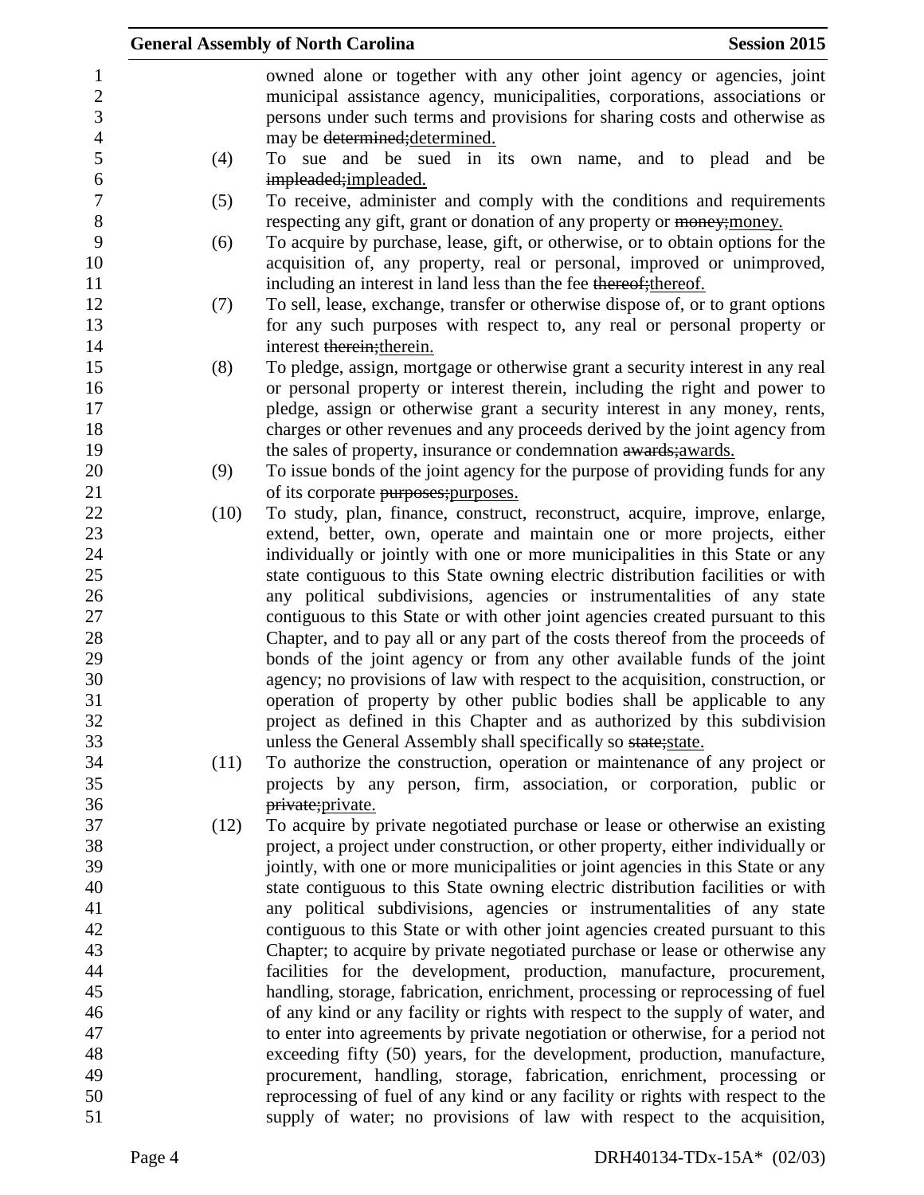owned alone or together with any other joint agency or agencies, joint municipal assistance agency, municipalities, corporations, associations or persons under such terms and provisions for sharing costs and otherwise as may be ~~determined;~~<u>determined.</u>

(4) To sue and be sued in its own name, and to plead and be ~~impleaded;~~<u>impleaded.</u>

(5) To receive, administer and comply with the conditions and requirements respecting any gift, grant or donation of any property or ~~money;~~<u>money.</u>

(6) To acquire by purchase, lease, gift, or otherwise, or to obtain options for the acquisition of, any property, real or personal, improved or unimproved, including an interest in land less than the fee ~~thereof;~~<u>thereof.</u>

(7) To sell, lease, exchange, transfer or otherwise dispose of, or to grant options for any such purposes with respect to, any real or personal property or interest ~~therein;~~<u>therein.</u>

(8) To pledge, assign, mortgage or otherwise grant a security interest in any real or personal property or interest therein, including the right and power to pledge, assign or otherwise grant a security interest in any money, rents, charges or other revenues and any proceeds derived by the joint agency from the sales of property, insurance or condemnation ~~awards;~~<u>awards.</u>

(9) To issue bonds of the joint agency for the purpose of providing funds for any of its corporate ~~purposes;~~<u>purposes.</u>

(10) To study, plan, finance, construct, reconstruct, acquire, improve, enlarge, extend, better, own, operate and maintain one or more projects, either individually or jointly with one or more municipalities in this State or any state contiguous to this State owning electric distribution facilities or with any political subdivisions, agencies or instrumentalities of any state contiguous to this State or with other joint agencies created pursuant to this Chapter, and to pay all or any part of the costs thereof from the proceeds of bonds of the joint agency or from any other available funds of the joint agency; no provisions of law with respect to the acquisition, construction, or operation of property by other public bodies shall be applicable to any project as defined in this Chapter and as authorized by this subdivision unless the General Assembly shall specifically so ~~state;~~<u>state.</u>

(11) To authorize the construction, operation or maintenance of any project or projects by any person, firm, association, or corporation, public or ~~private;~~<u>private.</u>

(12) To acquire by private negotiated purchase or lease or otherwise an existing project, a project under construction, or other property, either individually or jointly, with one or more municipalities or joint agencies in this State or any state contiguous to this State owning electric distribution facilities or with any political subdivisions, agencies or instrumentalities of any state contiguous to this State or with other joint agencies created pursuant to this Chapter; to acquire by private negotiated purchase or lease or otherwise any facilities for the development, production, manufacture, procurement, handling, storage, fabrication, enrichment, processing or reprocessing of fuel of any kind or any facility or rights with respect to the supply of water, and to enter into agreements by private negotiation or otherwise, for a period not exceeding fifty (50) years, for the development, production, manufacture, procurement, handling, storage, fabrication, enrichment, processing or reprocessing of fuel of any kind or any facility or rights with respect to the supply of water; no provisions of law with respect to the acquisition,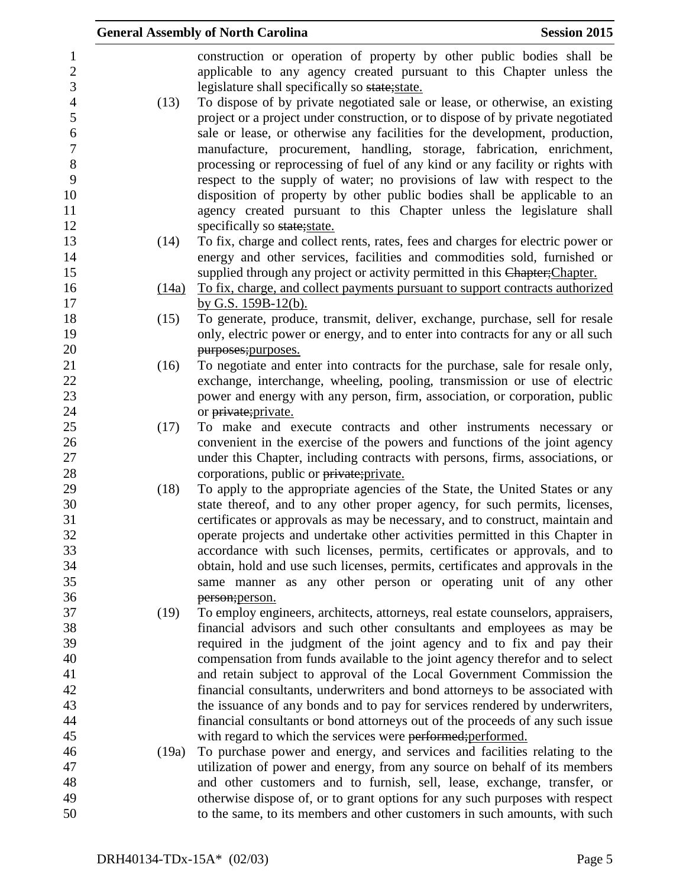construction or operation of property by other public bodies shall be applicable to any agency created pursuant to this Chapter unless the legislature shall specifically so ~~state;~~<u>state.</u>

(13) To dispose of by private negotiated sale or lease, or otherwise, an existing project or a project under construction, or to dispose of by private negotiated sale or lease, or otherwise any facilities for the development, production, manufacture, procurement, handling, storage, fabrication, enrichment, processing or reprocessing of fuel of any kind or any facility or rights with respect to the supply of water; no provisions of law with respect to the disposition of property by other public bodies shall be applicable to an agency created pursuant to this Chapter unless the legislature shall specifically so ~~state;~~<u>state.</u>

(14) To fix, charge and collect rents, rates, fees and charges for electric power or energy and other services, facilities and commodities sold, furnished or supplied through any project or activity permitted in this ~~Chapter;~~<u>Chapter.</u>

<u>(14a) To fix, charge, and collect payments pursuant to support contracts authorized by G.S. 159B-12(b).</u>

(15) To generate, produce, transmit, deliver, exchange, purchase, sell for resale only, electric power or energy, and to enter into contracts for any or all such ~~purposes;~~<u>purposes.</u>

(16) To negotiate and enter into contracts for the purchase, sale for resale only, exchange, interchange, wheeling, pooling, transmission or use of electric power and energy with any person, firm, association, or corporation, public or ~~private;~~<u>private.</u>

(17) To make and execute contracts and other instruments necessary or convenient in the exercise of the powers and functions of the joint agency under this Chapter, including contracts with persons, firms, associations, or corporations, public or ~~private;~~<u>private.</u>

(18) To apply to the appropriate agencies of the State, the United States or any state thereof, and to any other proper agency, for such permits, licenses, certificates or approvals as may be necessary, and to construct, maintain and operate projects and undertake other activities permitted in this Chapter in accordance with such licenses, permits, certificates or approvals, and to obtain, hold and use such licenses, permits, certificates and approvals in the same manner as any other person or operating unit of any other ~~person;~~<u>person.</u>

(19) To employ engineers, architects, attorneys, real estate counselors, appraisers, financial advisors and such other consultants and employees as may be required in the judgment of the joint agency and to fix and pay their compensation from funds available to the joint agency therefor and to select and retain subject to approval of the Local Government Commission the financial consultants, underwriters and bond attorneys to be associated with the issuance of any bonds and to pay for services rendered by underwriters, financial consultants or bond attorneys out of the proceeds of any such issue with regard to which the services were ~~performed;~~<u>performed.</u>

(19a) To purchase power and energy, and services and facilities relating to the utilization of power and energy, from any source on behalf of its members and other customers and to furnish, sell, lease, exchange, transfer, or otherwise dispose of, or to grant options for any such purposes with respect to the same, to its members and other customers in such amounts, with such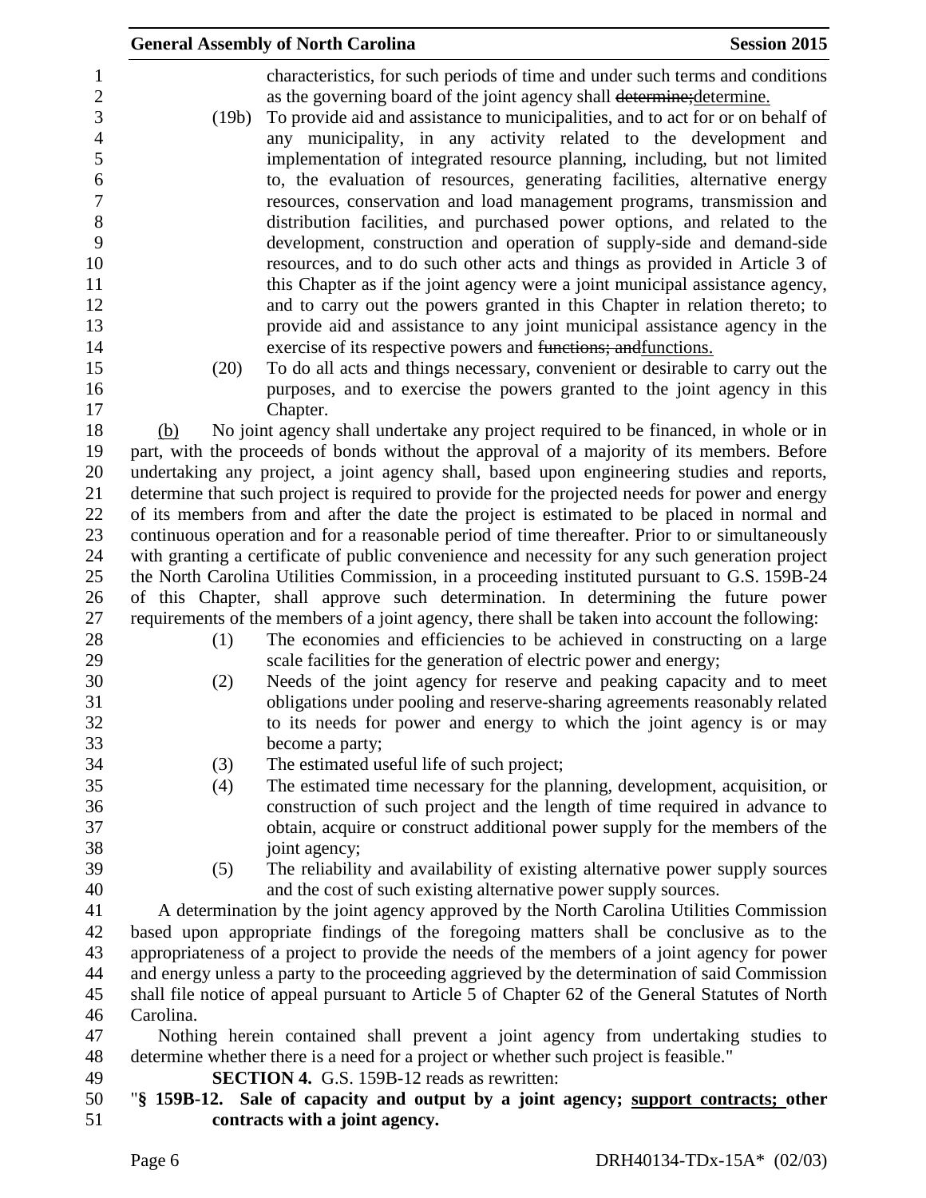characteristics, for such periods of time and under such terms and conditions as the governing board of the joint agency shall ~~determine;~~determine.

(19b) To provide aid and assistance to municipalities, and to act for or on behalf of any municipality, in any activity related to the development and implementation of integrated resource planning, including, but not limited to, the evaluation of resources, generating facilities, alternative energy resources, conservation and load management programs, transmission and distribution facilities, and purchased power options, and related to the development, construction and operation of supply-side and demand-side resources, and to do such other acts and things as provided in Article 3 of this Chapter as if the joint agency were a joint municipal assistance agency, and to carry out the powers granted in this Chapter in relation thereto; to provide aid and assistance to any joint municipal assistance agency in the exercise of its respective powers and ~~functions; and~~functions.

(20) To do all acts and things necessary, convenient or desirable to carry out the purposes, and to exercise the powers granted to the joint agency in this Chapter.

(b) No joint agency shall undertake any project required to be financed, in whole or in part, with the proceeds of bonds without the approval of a majority of its members. Before undertaking any project, a joint agency shall, based upon engineering studies and reports, determine that such project is required to provide for the projected needs for power and energy of its members from and after the date the project is estimated to be placed in normal and continuous operation and for a reasonable period of time thereafter. Prior to or simultaneously with granting a certificate of public convenience and necessity for any such generation project the North Carolina Utilities Commission, in a proceeding instituted pursuant to G.S. 159B-24 of this Chapter, shall approve such determination. In determining the future power requirements of the members of a joint agency, there shall be taken into account the following:

(1) The economies and efficiencies to be achieved in constructing on a large scale facilities for the generation of electric power and energy;

(2) Needs of the joint agency for reserve and peaking capacity and to meet obligations under pooling and reserve-sharing agreements reasonably related to its needs for power and energy to which the joint agency is or may become a party;

(3) The estimated useful life of such project;

(4) The estimated time necessary for the planning, development, acquisition, or construction of such project and the length of time required in advance to obtain, acquire or construct additional power supply for the members of the joint agency;

(5) The reliability and availability of existing alternative power supply sources and the cost of such existing alternative power supply sources.

A determination by the joint agency approved by the North Carolina Utilities Commission based upon appropriate findings of the foregoing matters shall be conclusive as to the appropriateness of a project to provide the needs of the members of a joint agency for power and energy unless a party to the proceeding aggrieved by the determination of said Commission shall file notice of appeal pursuant to Article 5 of Chapter 62 of the General Statutes of North Carolina.

Nothing herein contained shall prevent a joint agency from undertaking studies to determine whether there is a need for a project or whether such project is feasible."

**SECTION 4.** G.S. 159B-12 reads as rewritten:

"**§ 159B-12. Sale of capacity and output by a joint agency; support contracts; other contracts with a joint agency.**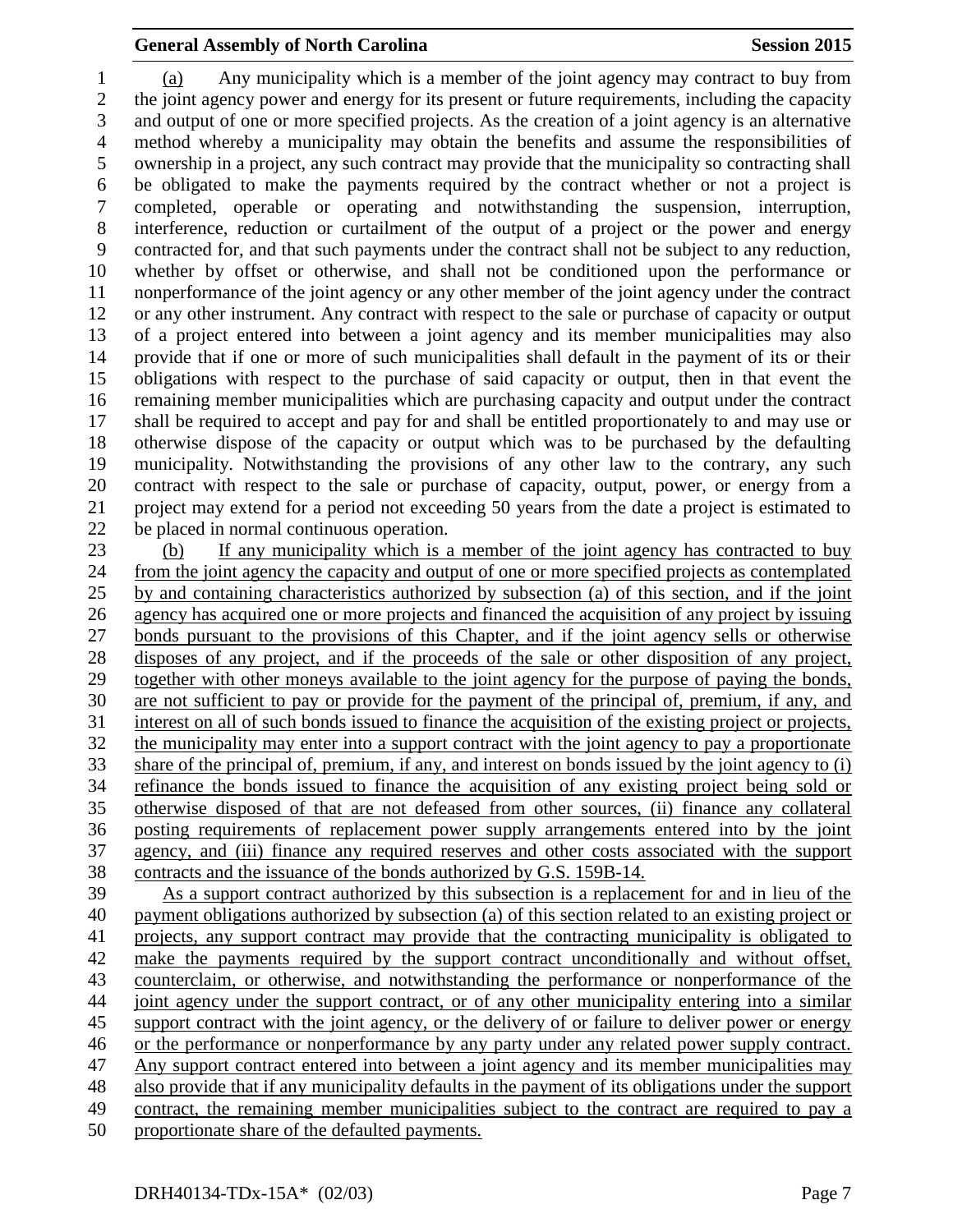(a) Any municipality which is a member of the joint agency may contract to buy from the joint agency power and energy for its present or future requirements, including the capacity and output of one or more specified projects. As the creation of a joint agency is an alternative method whereby a municipality may obtain the benefits and assume the responsibilities of ownership in a project, any such contract may provide that the municipality so contracting shall be obligated to make the payments required by the contract whether or not a project is completed, operable or operating and notwithstanding the suspension, interruption, interference, reduction or curtailment of the output of a project or the power and energy contracted for, and that such payments under the contract shall not be subject to any reduction, whether by offset or otherwise, and shall not be conditioned upon the performance or nonperformance of the joint agency or any other member of the joint agency under the contract or any other instrument. Any contract with respect to the sale or purchase of capacity or output of a project entered into between a joint agency and its member municipalities may also provide that if one or more of such municipalities shall default in the payment of its or their obligations with respect to the purchase of said capacity or output, then in that event the remaining member municipalities which are purchasing capacity and output under the contract shall be required to accept and pay for and shall be entitled proportionately to and may use or otherwise dispose of the capacity or output which was to be purchased by the defaulting municipality. Notwithstanding the provisions of any other law to the contrary, any such contract with respect to the sale or purchase of capacity, output, power, or energy from a project may extend for a period not exceeding 50 years from the date a project is estimated to be placed in normal continuous operation.

(b) If any municipality which is a member of the joint agency has contracted to buy from the joint agency the capacity and output of one or more specified projects as contemplated by and containing characteristics authorized by subsection (a) of this section, and if the joint agency has acquired one or more projects and financed the acquisition of any project by issuing bonds pursuant to the provisions of this Chapter, and if the joint agency sells or otherwise disposes of any project, and if the proceeds of the sale or other disposition of any project, together with other moneys available to the joint agency for the purpose of paying the bonds, are not sufficient to pay or provide for the payment of the principal of, premium, if any, and interest on all of such bonds issued to finance the acquisition of the existing project or projects, the municipality may enter into a support contract with the joint agency to pay a proportionate share of the principal of, premium, if any, and interest on bonds issued by the joint agency to (i) refinance the bonds issued to finance the acquisition of any existing project being sold or otherwise disposed of that are not defeased from other sources, (ii) finance any collateral posting requirements of replacement power supply arrangements entered into by the joint agency, and (iii) finance any required reserves and other costs associated with the support contracts and the issuance of the bonds authorized by G.S. 159B-14.

As a support contract authorized by this subsection is a replacement for and in lieu of the payment obligations authorized by subsection (a) of this section related to an existing project or projects, any support contract may provide that the contracting municipality is obligated to make the payments required by the support contract unconditionally and without offset, counterclaim, or otherwise, and notwithstanding the performance or nonperformance of the joint agency under the support contract, or of any other municipality entering into a similar support contract with the joint agency, or the delivery of or failure to deliver power or energy or the performance or nonperformance by any party under any related power supply contract. Any support contract entered into between a joint agency and its member municipalities may also provide that if any municipality defaults in the payment of its obligations under the support contract, the remaining member municipalities subject to the contract are required to pay a proportionate share of the defaulted payments.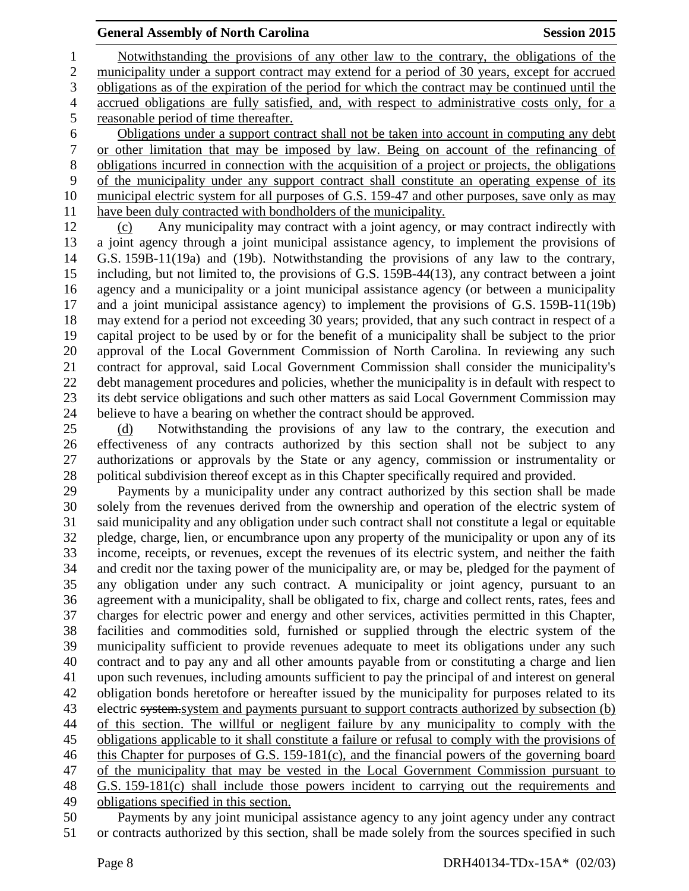Notwithstanding the provisions of any other law to the contrary, the obligations of the municipality under a support contract may extend for a period of 30 years, except for accrued obligations as of the expiration of the period for which the contract may be continued until the accrued obligations are fully satisfied, and, with respect to administrative costs only, for a reasonable period of time thereafter.

Obligations under a support contract shall not be taken into account in computing any debt or other limitation that may be imposed by law. Being on account of the refinancing of obligations incurred in connection with the acquisition of a project or projects, the obligations of the municipality under any support contract shall constitute an operating expense of its municipal electric system for all purposes of G.S. 159-47 and other purposes, save only as may have been duly contracted with bondholders of the municipality.

(c) Any municipality may contract with a joint agency, or may contract indirectly with a joint agency through a joint municipal assistance agency, to implement the provisions of G.S. 159B-11(19a) and (19b). Notwithstanding the provisions of any law to the contrary, including, but not limited to, the provisions of G.S. 159B-44(13), any contract between a joint agency and a municipality or a joint municipal assistance agency (or between a municipality and a joint municipal assistance agency) to implement the provisions of G.S. 159B-11(19b) may extend for a period not exceeding 30 years; provided, that any such contract in respect of a capital project to be used by or for the benefit of a municipality shall be subject to the prior approval of the Local Government Commission of North Carolina. In reviewing any such contract for approval, said Local Government Commission shall consider the municipality's debt management procedures and policies, whether the municipality is in default with respect to its debt service obligations and such other matters as said Local Government Commission may believe to have a bearing on whether the contract should be approved.

(d) Notwithstanding the provisions of any law to the contrary, the execution and effectiveness of any contracts authorized by this section shall not be subject to any authorizations or approvals by the State or any agency, commission or instrumentality or political subdivision thereof except as in this Chapter specifically required and provided.

Payments by a municipality under any contract authorized by this section shall be made solely from the revenues derived from the ownership and operation of the electric system of said municipality and any obligation under such contract shall not constitute a legal or equitable pledge, charge, lien, or encumbrance upon any property of the municipality or upon any of its income, receipts, or revenues, except the revenues of its electric system, and neither the faith and credit nor the taxing power of the municipality are, or may be, pledged for the payment of any obligation under any such contract. A municipality or joint agency, pursuant to an agreement with a municipality, shall be obligated to fix, charge and collect rents, rates, fees and charges for electric power and energy and other services, activities permitted in this Chapter, facilities and commodities sold, furnished or supplied through the electric system of the municipality sufficient to provide revenues adequate to meet its obligations under any such contract and to pay any and all other amounts payable from or constituting a charge and lien upon such revenues, including amounts sufficient to pay the principal of and interest on general obligation bonds heretofore or hereafter issued by the municipality for purposes related to its electric ~~system.~~system and payments pursuant to support contracts authorized by subsection (b) of this section. The willful or negligent failure by any municipality to comply with the obligations applicable to it shall constitute a failure or refusal to comply with the provisions of this Chapter for purposes of G.S. 159-181(c), and the financial powers of the governing board of the municipality that may be vested in the Local Government Commission pursuant to G.S. 159-181(c) shall include those powers incident to carrying out the requirements and obligations specified in this section.

Payments by any joint municipal assistance agency to any joint agency under any contract or contracts authorized by this section, shall be made solely from the sources specified in such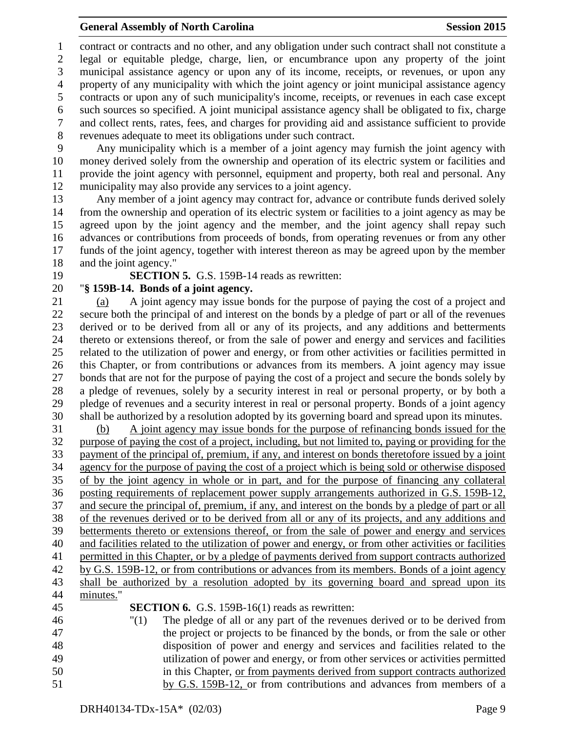contract or contracts and no other, and any obligation under such contract shall not constitute a legal or equitable pledge, charge, lien, or encumbrance upon any property of the joint municipal assistance agency or upon any of its income, receipts, or revenues, or upon any property of any municipality with which the joint agency or joint municipal assistance agency contracts or upon any of such municipality's income, receipts, or revenues in each case except such sources so specified. A joint municipal assistance agency shall be obligated to fix, charge and collect rents, rates, fees, and charges for providing aid and assistance sufficient to provide revenues adequate to meet its obligations under such contract.

Any municipality which is a member of a joint agency may furnish the joint agency with money derived solely from the ownership and operation of its electric system or facilities and provide the joint agency with personnel, equipment and property, both real and personal. Any municipality may also provide any services to a joint agency.

Any member of a joint agency may contract for, advance or contribute funds derived solely from the ownership and operation of its electric system or facilities to a joint agency as may be agreed upon by the joint agency and the member, and the joint agency shall repay such advances or contributions from proceeds of bonds, from operating revenues or from any other funds of the joint agency, together with interest thereon as may be agreed upon by the member and the joint agency."

**SECTION 5.** G.S. 159B-14 reads as rewritten:

"**§ 159B-14. Bonds of a joint agency.**

(a) A joint agency may issue bonds for the purpose of paying the cost of a project and secure both the principal of and interest on the bonds by a pledge of part or all of the revenues derived or to be derived from all or any of its projects, and any additions and betterments thereto or extensions thereof, or from the sale of power and energy and services and facilities related to the utilization of power and energy, or from other activities or facilities permitted in this Chapter, or from contributions or advances from its members. A joint agency may issue bonds that are not for the purpose of paying the cost of a project and secure the bonds solely by a pledge of revenues, solely by a security interest in real or personal property, or by both a pledge of revenues and a security interest in real or personal property. Bonds of a joint agency shall be authorized by a resolution adopted by its governing board and spread upon its minutes.

(b) A joint agency may issue bonds for the purpose of refinancing bonds issued for the purpose of paying the cost of a project, including, but not limited to, paying or providing for the payment of the principal of, premium, if any, and interest on bonds theretofore issued by a joint agency for the purpose of paying the cost of a project which is being sold or otherwise disposed of by the joint agency in whole or in part, and for the purpose of financing any collateral posting requirements of replacement power supply arrangements authorized in G.S. 159B-12, and secure the principal of, premium, if any, and interest on the bonds by a pledge of part or all of the revenues derived or to be derived from all or any of its projects, and any additions and betterments thereto or extensions thereof, or from the sale of power and energy and services and facilities related to the utilization of power and energy, or from other activities or facilities permitted in this Chapter, or by a pledge of payments derived from support contracts authorized by G.S. 159B-12, or from contributions or advances from its members. Bonds of a joint agency shall be authorized by a resolution adopted by its governing board and spread upon its minutes."

**SECTION 6.** G.S. 159B-16(1) reads as rewritten:

"(1) The pledge of all or any part of the revenues derived or to be derived from the project or projects to be financed by the bonds, or from the sale or other disposition of power and energy and services and facilities related to the utilization of power and energy, or from other services or activities permitted in this Chapter, or from payments derived from support contracts authorized by G.S. 159B-12, or from contributions and advances from members of a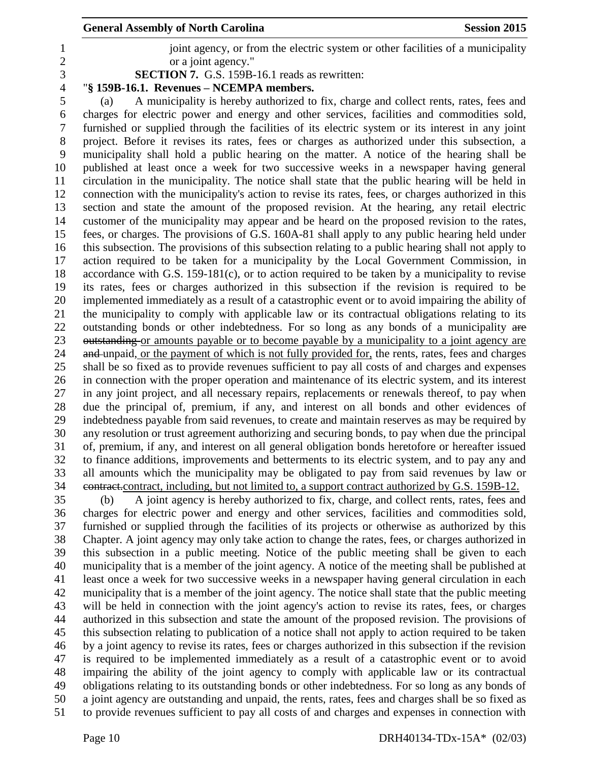joint agency, or from the electric system or other facilities of a municipality or a joint agency."

**SECTION 7.** G.S. 159B-16.1 reads as rewritten:

"**§ 159B-16.1. Revenues – NCEMPA members.**

(a) A municipality is hereby authorized to fix, charge and collect rents, rates, fees and charges for electric power and energy and other services, facilities and commodities sold, furnished or supplied through the facilities of its electric system or its interest in any joint project. Before it revises its rates, fees or charges as authorized under this subsection, a municipality shall hold a public hearing on the matter. A notice of the hearing shall be published at least once a week for two successive weeks in a newspaper having general circulation in the municipality. The notice shall state that the public hearing will be held in connection with the municipality's action to revise its rates, fees, or charges authorized in this section and state the amount of the proposed revision. At the hearing, any retail electric customer of the municipality may appear and be heard on the proposed revision to the rates, fees, or charges. The provisions of G.S. 160A-81 shall apply to any public hearing held under this subsection. The provisions of this subsection relating to a public hearing shall not apply to action required to be taken for a municipality by the Local Government Commission, in accordance with G.S. 159-181(c), or to action required to be taken by a municipality to revise its rates, fees or charges authorized in this subsection if the revision is required to be implemented immediately as a result of a catastrophic event or to avoid impairing the ability of the municipality to comply with applicable law or its contractual obligations relating to its outstanding bonds or other indebtedness. For so long as any bonds of a municipality ~~are outstanding~~ or amounts payable or to become payable by a municipality to a joint agency are ~~and~~ unpaid, or the payment of which is not fully provided for, the rents, rates, fees and charges shall be so fixed as to provide revenues sufficient to pay all costs of and charges and expenses in connection with the proper operation and maintenance of its electric system, and its interest in any joint project, and all necessary repairs, replacements or renewals thereof, to pay when due the principal of, premium, if any, and interest on all bonds and other evidences of indebtedness payable from said revenues, to create and maintain reserves as may be required by any resolution or trust agreement authorizing and securing bonds, to pay when due the principal of, premium, if any, and interest on all general obligation bonds heretofore or hereafter issued to finance additions, improvements and betterments to its electric system, and to pay any and all amounts which the municipality may be obligated to pay from said revenues by law or ~~contract.~~contract, including, but not limited to, a support contract authorized by G.S. 159B-12.

(b) A joint agency is hereby authorized to fix, charge, and collect rents, rates, fees and charges for electric power and energy and other services, facilities and commodities sold, furnished or supplied through the facilities of its projects or otherwise as authorized by this Chapter. A joint agency may only take action to change the rates, fees, or charges authorized in this subsection in a public meeting. Notice of the public meeting shall be given to each municipality that is a member of the joint agency. A notice of the meeting shall be published at least once a week for two successive weeks in a newspaper having general circulation in each municipality that is a member of the joint agency. The notice shall state that the public meeting will be held in connection with the joint agency's action to revise its rates, fees, or charges authorized in this subsection and state the amount of the proposed revision. The provisions of this subsection relating to publication of a notice shall not apply to action required to be taken by a joint agency to revise its rates, fees or charges authorized in this subsection if the revision is required to be implemented immediately as a result of a catastrophic event or to avoid impairing the ability of the joint agency to comply with applicable law or its contractual obligations relating to its outstanding bonds or other indebtedness. For so long as any bonds of a joint agency are outstanding and unpaid, the rents, rates, fees and charges shall be so fixed as to provide revenues sufficient to pay all costs of and charges and expenses in connection with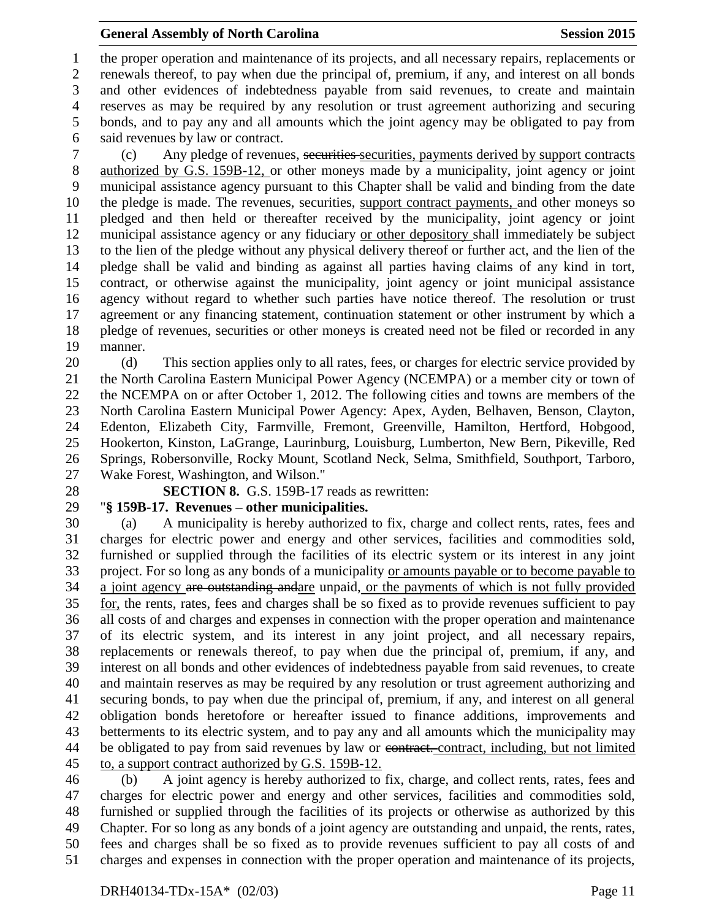the proper operation and maintenance of its projects, and all necessary repairs, replacements or renewals thereof, to pay when due the principal of, premium, if any, and interest on all bonds and other evidences of indebtedness payable from said revenues, to create and maintain reserves as may be required by any resolution or trust agreement authorizing and securing bonds, and to pay any and all amounts which the joint agency may be obligated to pay from said revenues by law or contract.

(c) Any pledge of revenues, ~~securities~~ securities, payments derived by support contracts authorized by G.S. 159B-12, or other moneys made by a municipality, joint agency or joint municipal assistance agency pursuant to this Chapter shall be valid and binding from the date the pledge is made. The revenues, securities, support contract payments, and other moneys so pledged and then held or thereafter received by the municipality, joint agency or joint municipal assistance agency or any fiduciary or other depository shall immediately be subject to the lien of the pledge without any physical delivery thereof or further act, and the lien of the pledge shall be valid and binding as against all parties having claims of any kind in tort, contract, or otherwise against the municipality, joint agency or joint municipal assistance agency without regard to whether such parties have notice thereof. The resolution or trust agreement or any financing statement, continuation statement or other instrument by which a pledge of revenues, securities or other moneys is created need not be filed or recorded in any manner.

(d) This section applies only to all rates, fees, or charges for electric service provided by the North Carolina Eastern Municipal Power Agency (NCEMPA) or a member city or town of the NCEMPA on or after October 1, 2012. The following cities and towns are members of the North Carolina Eastern Municipal Power Agency: Apex, Ayden, Belhaven, Benson, Clayton, Edenton, Elizabeth City, Farmville, Fremont, Greenville, Hamilton, Hertford, Hobgood, Hookerton, Kinston, LaGrange, Laurinburg, Louisburg, Lumberton, New Bern, Pikeville, Red Springs, Robersonville, Rocky Mount, Scotland Neck, Selma, Smithfield, Southport, Tarboro, Wake Forest, Washington, and Wilson."

**SECTION 8.** G.S. 159B-17 reads as rewritten:

"**§ 159B-17. Revenues – other municipalities.**

(a) A municipality is hereby authorized to fix, charge and collect rents, rates, fees and charges for electric power and energy and other services, facilities and commodities sold, furnished or supplied through the facilities of its electric system or its interest in any joint project. For so long as any bonds of a municipality or amounts payable or to become payable to a joint agency ~~are outstanding and~~are unpaid, or the payments of which is not fully provided for, the rents, rates, fees and charges shall be so fixed as to provide revenues sufficient to pay all costs of and charges and expenses in connection with the proper operation and maintenance of its electric system, and its interest in any joint project, and all necessary repairs, replacements or renewals thereof, to pay when due the principal of, premium, if any, and interest on all bonds and other evidences of indebtedness payable from said revenues, to create and maintain reserves as may be required by any resolution or trust agreement authorizing and securing bonds, to pay when due the principal of, premium, if any, and interest on all general obligation bonds heretofore or hereafter issued to finance additions, improvements and betterments to its electric system, and to pay any and all amounts which the municipality may be obligated to pay from said revenues by law or ~~contract.~~ contract, including, but not limited to, a support contract authorized by G.S. 159B-12.

(b) A joint agency is hereby authorized to fix, charge, and collect rents, rates, fees and charges for electric power and energy and other services, facilities and commodities sold, furnished or supplied through the facilities of its projects or otherwise as authorized by this Chapter. For so long as any bonds of a joint agency are outstanding and unpaid, the rents, rates, fees and charges shall be so fixed as to provide revenues sufficient to pay all costs of and charges and expenses in connection with the proper operation and maintenance of its projects,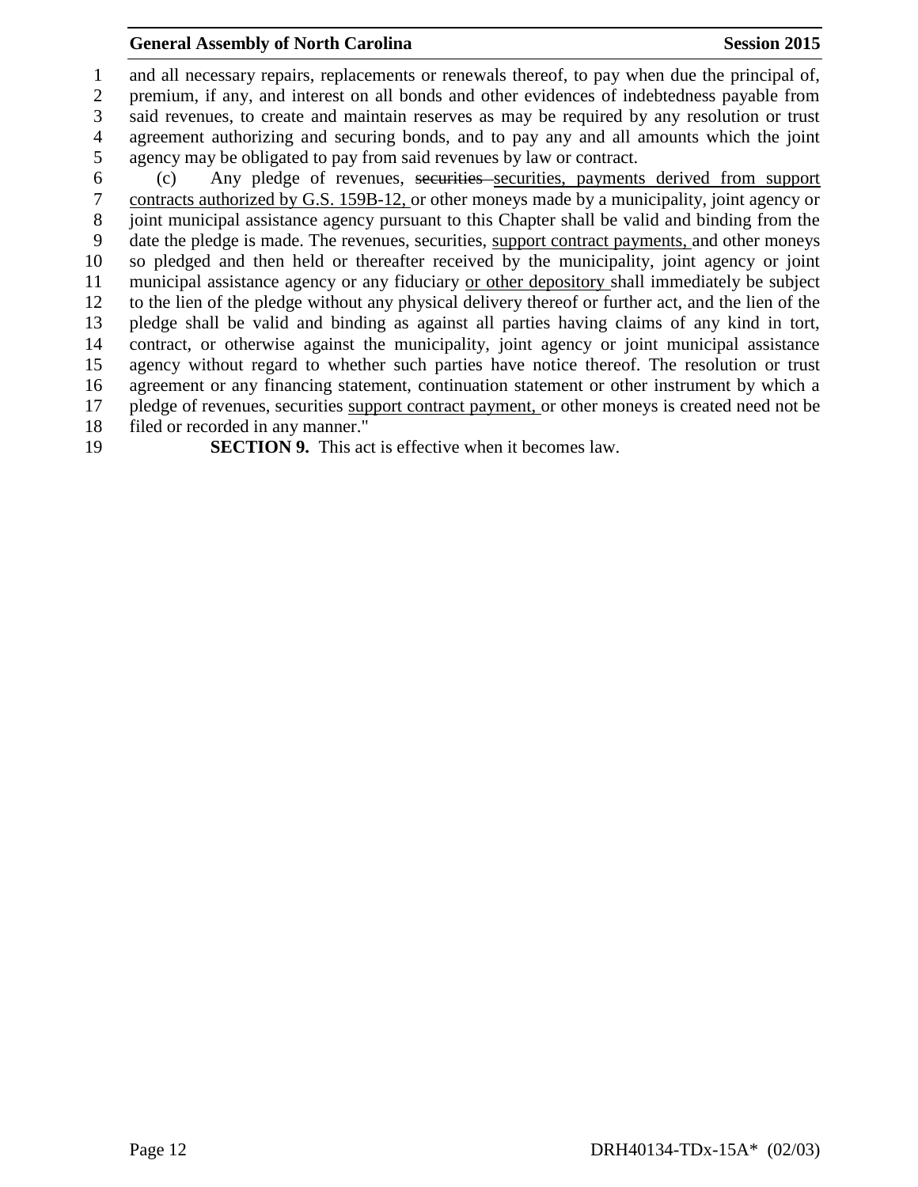and all necessary repairs, replacements or renewals thereof, to pay when due the principal of, premium, if any, and interest on all bonds and other evidences of indebtedness payable from said revenues, to create and maintain reserves as may be required by any resolution or trust agreement authorizing and securing bonds, and to pay any and all amounts which the joint agency may be obligated to pay from said revenues by law or contract.

(c) Any pledge of revenues, ~~securities~~ securities, payments derived from support contracts authorized by G.S. 159B-12, or other moneys made by a municipality, joint agency or joint municipal assistance agency pursuant to this Chapter shall be valid and binding from the date the pledge is made. The revenues, securities, support contract payments, and other moneys so pledged and then held or thereafter received by the municipality, joint agency or joint municipal assistance agency or any fiduciary or other depository shall immediately be subject to the lien of the pledge without any physical delivery thereof or further act, and the lien of the pledge shall be valid and binding as against all parties having claims of any kind in tort, contract, or otherwise against the municipality, joint agency or joint municipal assistance agency without regard to whether such parties have notice thereof. The resolution or trust agreement or any financing statement, continuation statement or other instrument by which a pledge of revenues, securities support contract payment, or other moneys is created need not be filed or recorded in any manner."

**SECTION 9.** This act is effective when it becomes law.